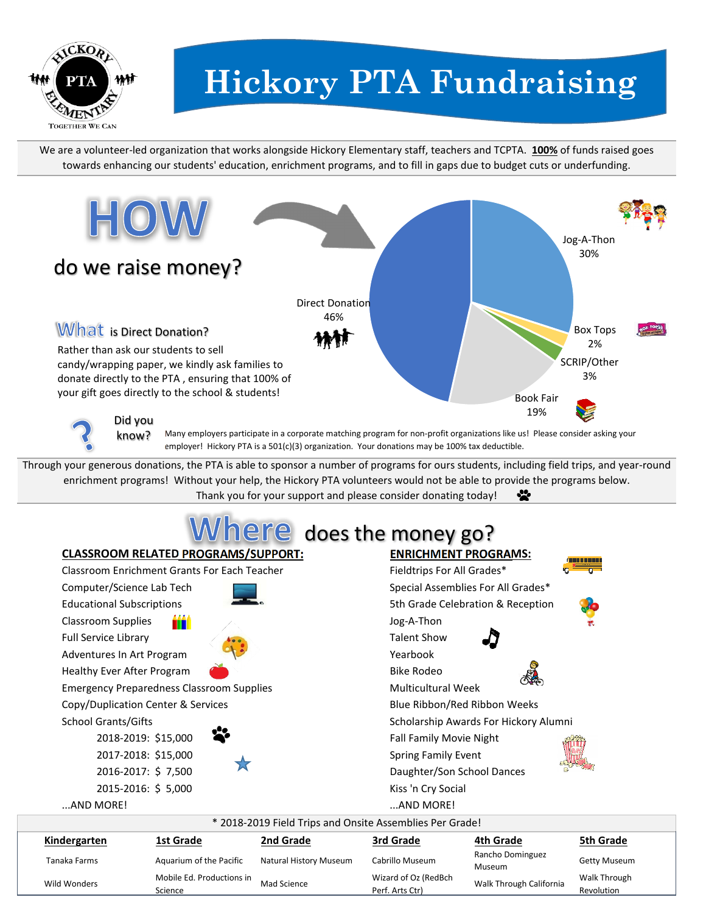# Hickory PTA Fundraising

HICKORY PTA ELEMENTARY — TOGETHER WE CAN

We are a volunteer-led organization that works alongside Hickory Elementary staff, teachers and TCPTA. **100%** of funds raised goes towards enhancing our students' education, enrichment programs, and to fill in gaps due to budget cuts or underfunding.

## HOW do we raise money?

| Source | Percentage |
|---|---|
| Jog-A-Thon | 30% |
| Box Tops | 2% |
| SCRIP/Other | 3% |
| Book Fair | 19% |
| Direct Donation | 46% |

### What is Direct Donation?

Rather than ask our students to sell candy/wrapping paper, we kindly ask families to donate directly to the PTA , ensuring that 100% of your gift goes directly to the school & students!

**Did you know?** Many employers participate in a corporate matching program for non-profit organizations like us! Please consider asking your employer! Hickory PTA is a 501(c)(3) organization. Your donations may be 100% tax deductible.

Through your generous donations, the PTA is able to sponsor a number of programs for ours students, including field trips, and year-round enrichment programs! Without your help, the Hickory PTA volunteers would not be able to provide the programs below. Thank you for your support and please consider donating today!

## Where does the money go?

**CLASSROOM RELATED PROGRAMS/SUPPORT:**

- Classroom Enrichment Grants For Each Teacher
- Computer/Science Lab Tech
- Educational Subscriptions
- Classroom Supplies
- Full Service Library
- Adventures In Art Program
- Healthy Ever After Program
- Emergency Preparedness Classroom Supplies
- Copy/Duplication Center & Services
- School Grants/Gifts
  - 2018-2019: $15,000
  - 2017-2018: $15,000
  - 2016-2017: $ 7,500
  - 2015-2016: $ 5,000
- ...AND MORE!

**ENRICHMENT PROGRAMS:**

- Fieldtrips For All Grades*
- Special Assemblies For All Grades*
- 5th Grade Celebration & Reception
- Jog-A-Thon
- Talent Show
- Yearbook
- Bike Rodeo
- Multicultural Week
- Blue Ribbon/Red Ribbon Weeks
- Scholarship Awards For Hickory Alumni
- Fall Family Movie Night
- Spring Family Event
- Daughter/Son School Dances
- Kiss 'n Cry Social
- ...AND MORE!

\* 2018-2019 Field Trips and Onsite Assemblies Per Grade!

| Kindergarten | 1st Grade | 2nd Grade | 3rd Grade | 4th Grade | 5th Grade |
|---|---|---|---|---|---|
| Tanaka Farms | Aquarium of the Pacific | Natural History Museum | Cabrillo Museum | Rancho Dominguez Museum | Getty Museum |
| Wild Wonders | Mobile Ed. Productions in Science | Mad Science | Wizard of Oz (RedBch Perf. Arts Ctr) | Walk Through California | Walk Through Revolution |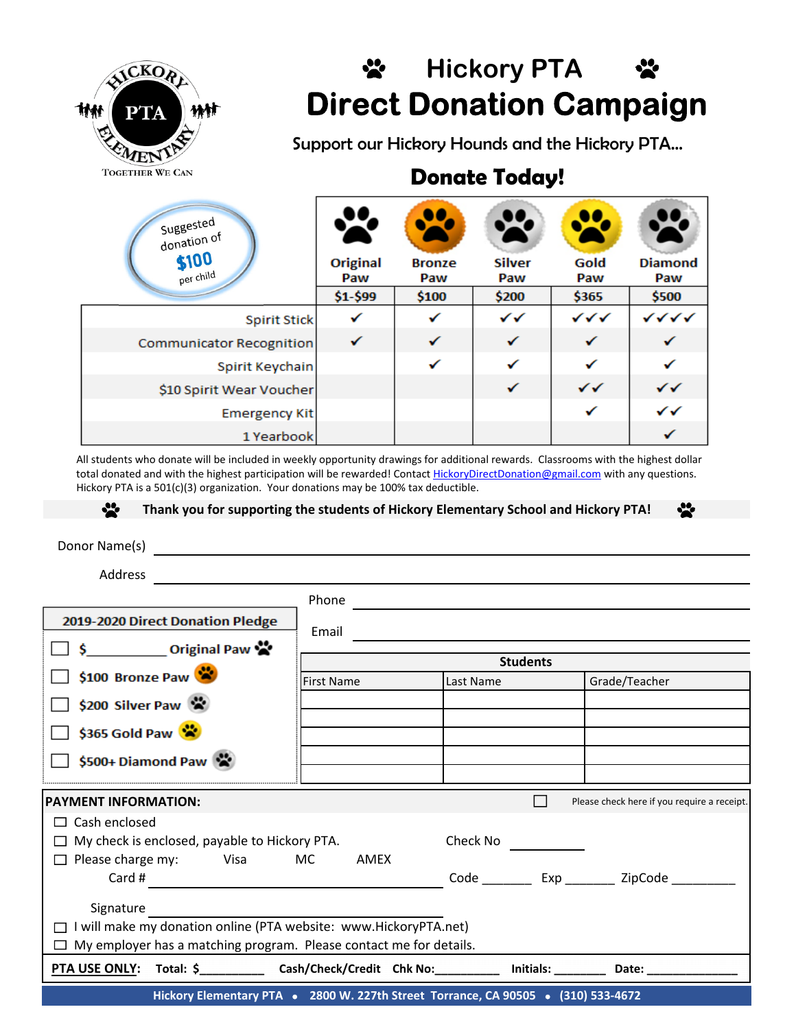Hickory Elementary PTA
TOGETHER WE CAN

# Hickory PTA
# Direct Donation Campaign

Support our Hickory Hounds and the Hickory PTA…

## Donate Today!

Suggested donation of **$100** per child

| | Original Paw | Bronze Paw | Silver Paw | Gold Paw | Diamond Paw |
|---|---|---|---|---|---|
| | $1-$99 | $100 | $200 | $365 | $500 |
| Spirit Stick | ✓ | ✓ | ✓✓ | ✓✓✓ | ✓✓✓✓ |
| Communicator Recognition | ✓ | ✓ | ✓ | ✓ | ✓ |
| Spirit Keychain | | ✓ | ✓ | ✓ | ✓ |
| $10 Spirit Wear Voucher | | | ✓ | ✓✓ | ✓✓ |
| Emergency Kit | | | | ✓ | ✓✓ |
| 1 Yearbook | | | | | ✓ |

All students who donate will be included in weekly opportunity drawings for additional rewards. Classrooms with the highest dollar total donated and with the highest participation will be rewarded! Contact HickoryDirectDonation@gmail.com with any questions. Hickory PTA is a 501(c)(3) organization. Your donations may be 100% tax deductible.

**Thank you for supporting the students of Hickory Elementary School and Hickory PTA!**

Donor Name(s) ______________________________

Address ______________________________

Phone ______________________________

Email ______________________________

**2019-2020 Direct Donation Pledge**

- ☐ $__________ Original Paw
- ☐ $100 Bronze Paw
- ☐ $200 Silver Paw
- ☐ $365 Gold Paw
- ☐ $500+ Diamond Paw

| Students | | |
|---|---|---|
| First Name | Last Name | Grade/Teacher |
| | | |
| | | |
| | | |
| | | |

**PAYMENT INFORMATION:** ☐ Please check here if you require a receipt.

- ☐ Cash enclosed
- ☐ My check is enclosed, payable to Hickory PTA. Check No __________
- ☐ Please charge my: Visa MC AMEX

Card # ______________________ Code _______ Exp _______ ZipCode _________

Signature ______________________

- ☐ I will make my donation online (PTA website: www.HickoryPTA.net)
- ☐ My employer has a matching program. Please contact me for details.

**PTA USE ONLY:** **Total: $_________** **Cash/Check/Credit** **Chk No:_________** **Initials: ________** **Date: ______________**

**Hickory Elementary PTA • 2800 W. 227th Street Torrance, CA 90505 • (310) 533-4672**